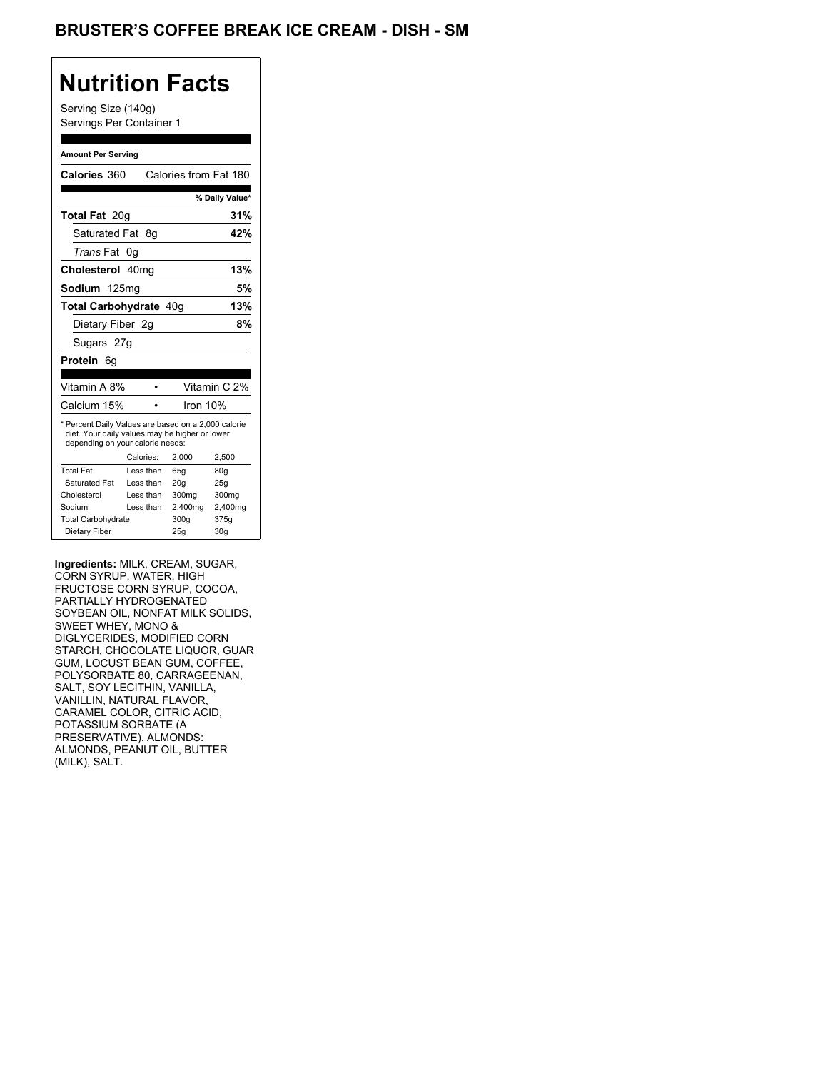# BRUSTER'S COFFEE BREAK ICE CREAM - DISH - SM

## Nutrition Facts

Serving Size (140g)
Servings Per Container 1

**Amount Per Serving**

| | |
|---|---|
| **Calories** 360 | Calories from Fat 180 |
| | **% Daily Value*** |
| **Total Fat** 20g | **31%** |
| Saturated Fat 8g | **42%** |
| *Trans* Fat 0g | |
| **Cholesterol** 40mg | **13%** |
| **Sodium** 125mg | **5%** |
| **Total Carbohydrate** 40g | **13%** |
| Dietary Fiber 2g | **8%** |
| Sugars 27g | |
| **Protein** 6g | |

| | |
|---|---|
| Vitamin A 8% | Vitamin C 2% |
| Calcium 15% | Iron 10% |

* Percent Daily Values are based on a 2,000 calorie diet. Your daily values may be higher or lower depending on your calorie needs:

| | Calories: | 2,000 | 2,500 |
|---|---|---|---|
| Total Fat | Less than | 65g | 80g |
| Saturated Fat | Less than | 20g | 25g |
| Cholesterol | Less than | 300mg | 300mg |
| Sodium | Less than | 2,400mg | 2,400mg |
| Total Carbohydrate | | 300g | 375g |
| Dietary Fiber | | 25g | 30g |

**Ingredients:** MILK, CREAM, SUGAR, CORN SYRUP, WATER, HIGH FRUCTOSE CORN SYRUP, COCOA, PARTIALLY HYDROGENATED SOYBEAN OIL, NONFAT MILK SOLIDS, SWEET WHEY, MONO & DIGLYCERIDES, MODIFIED CORN STARCH, CHOCOLATE LIQUOR, GUAR GUM, LOCUST BEAN GUM, COFFEE, POLYSORBATE 80, CARRAGEENAN, SALT, SOY LECITHIN, VANILLA, VANILLIN, NATURAL FLAVOR, CARAMEL COLOR, CITRIC ACID, POTASSIUM SORBATE (A PRESERVATIVE). ALMONDS: ALMONDS, PEANUT OIL, BUTTER (MILK), SALT.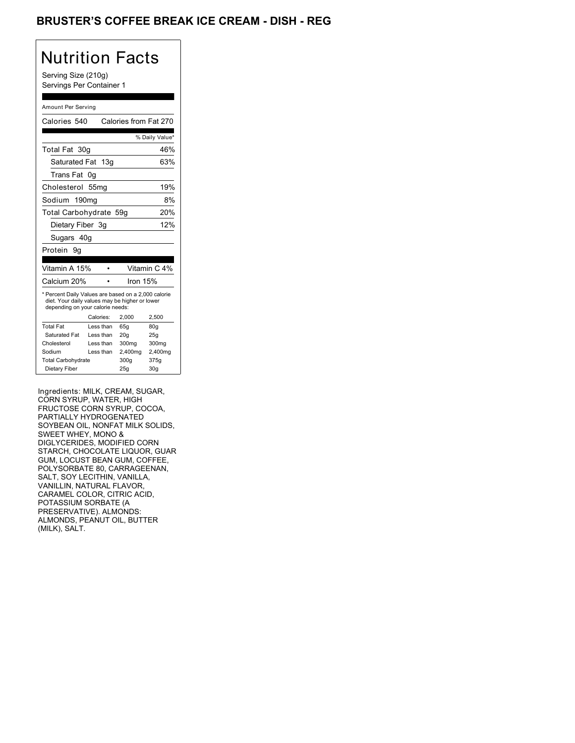# BRUSTER'S COFFEE BREAK ICE CREAM - DISH - REG

## Nutrition Facts

Serving Size (210g)
Servings Per Container 1

Amount Per Serving

| | |
|---|---|
| Calories 540 | Calories from Fat 270 |
| | % Daily Value* |
| Total Fat 30g | 46% |
| Saturated Fat 13g | 63% |
| Trans Fat 0g | |
| Cholesterol 55mg | 19% |
| Sodium 190mg | 8% |
| Total Carbohydrate 59g | 20% |
| Dietary Fiber 3g | 12% |
| Sugars 40g | |
| Protein 9g | |

| | |
|---|---|
| Vitamin A 15% | Vitamin C 4% |
| Calcium 20% | Iron 15% |

* Percent Daily Values are based on a 2,000 calorie diet. Your daily values may be higher or lower depending on your calorie needs:

| | Calories: | 2,000 | 2,500 |
|---|---|---|---|
| Total Fat | Less than | 65g | 80g |
| Saturated Fat | Less than | 20g | 25g |
| Cholesterol | Less than | 300mg | 300mg |
| Sodium | Less than | 2,400mg | 2,400mg |
| Total Carbohydrate | | 300g | 375g |
| Dietary Fiber | | 25g | 30g |

Ingredients: MILK, CREAM, SUGAR, CORN SYRUP, WATER, HIGH FRUCTOSE CORN SYRUP, COCOA, PARTIALLY HYDROGENATED SOYBEAN OIL, NONFAT MILK SOLIDS, SWEET WHEY, MONO & DIGLYCERIDES, MODIFIED CORN STARCH, CHOCOLATE LIQUOR, GUAR GUM, LOCUST BEAN GUM, COFFEE, POLYSORBATE 80, CARRAGEENAN, SALT, SOY LECITHIN, VANILLA, VANILLIN, NATURAL FLAVOR, CARAMEL COLOR, CITRIC ACID, POTASSIUM SORBATE (A PRESERVATIVE). ALMONDS: ALMONDS, PEANUT OIL, BUTTER (MILK), SALT.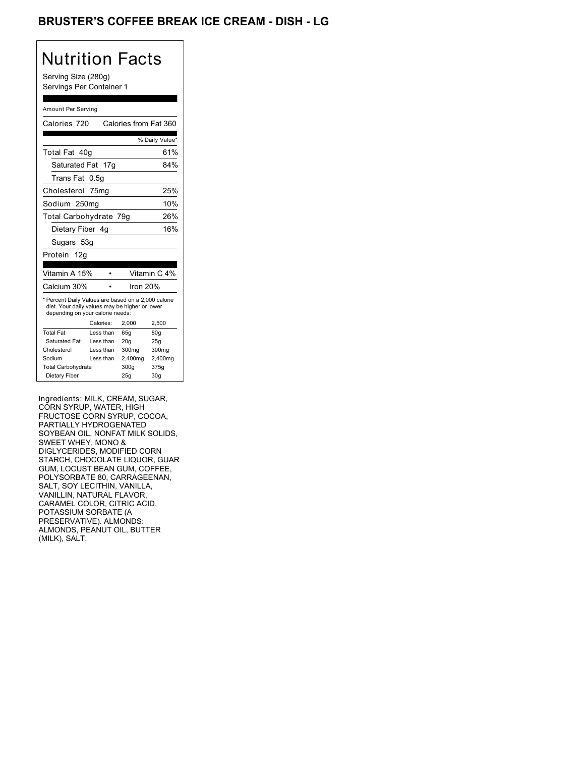# BRUSTER'S COFFEE BREAK ICE CREAM - DISH - LG

## Nutrition Facts

Serving Size (280g)
Servings Per Container 1

Amount Per Serving

| | |
|---|---|
| Calories 720 | Calories from Fat 360 |
| | % Daily Value* |
| Total Fat 40g | 61% |
| Saturated Fat 17g | 84% |
| Trans Fat 0.5g | |
| Cholesterol 75mg | 25% |
| Sodium 250mg | 10% |
| Total Carbohydrate 79g | 26% |
| Dietary Fiber 4g | 16% |
| Sugars 53g | |
| Protein 12g | |

| | |
|---|---|
| Vitamin A 15% | Vitamin C 4% |
| Calcium 30% | Iron 20% |

* Percent Daily Values are based on a 2,000 calorie diet. Your daily values may be higher or lower depending on your calorie needs:

| | Calories: | 2,000 | 2,500 |
|---|---|---|---|
| Total Fat | Less than | 65g | 80g |
| Saturated Fat | Less than | 20g | 25g |
| Cholesterol | Less than | 300mg | 300mg |
| Sodium | Less than | 2,400mg | 2,400mg |
| Total Carbohydrate | | 300g | 375g |
| Dietary Fiber | | 25g | 30g |

Ingredients: MILK, CREAM, SUGAR, CORN SYRUP, WATER, HIGH FRUCTOSE CORN SYRUP, COCOA, PARTIALLY HYDROGENATED SOYBEAN OIL, NONFAT MILK SOLIDS, SWEET WHEY, MONO & DIGLYCERIDES, MODIFIED CORN STARCH, CHOCOLATE LIQUOR, GUAR GUM, LOCUST BEAN GUM, COFFEE, POLYSORBATE 80, CARRAGEENAN, SALT, SOY LECITHIN, VANILLA, VANILLIN, NATURAL FLAVOR, CARAMEL COLOR, CITRIC ACID, POTASSIUM SORBATE (A PRESERVATIVE). ALMONDS: ALMONDS, PEANUT OIL, BUTTER (MILK), SALT.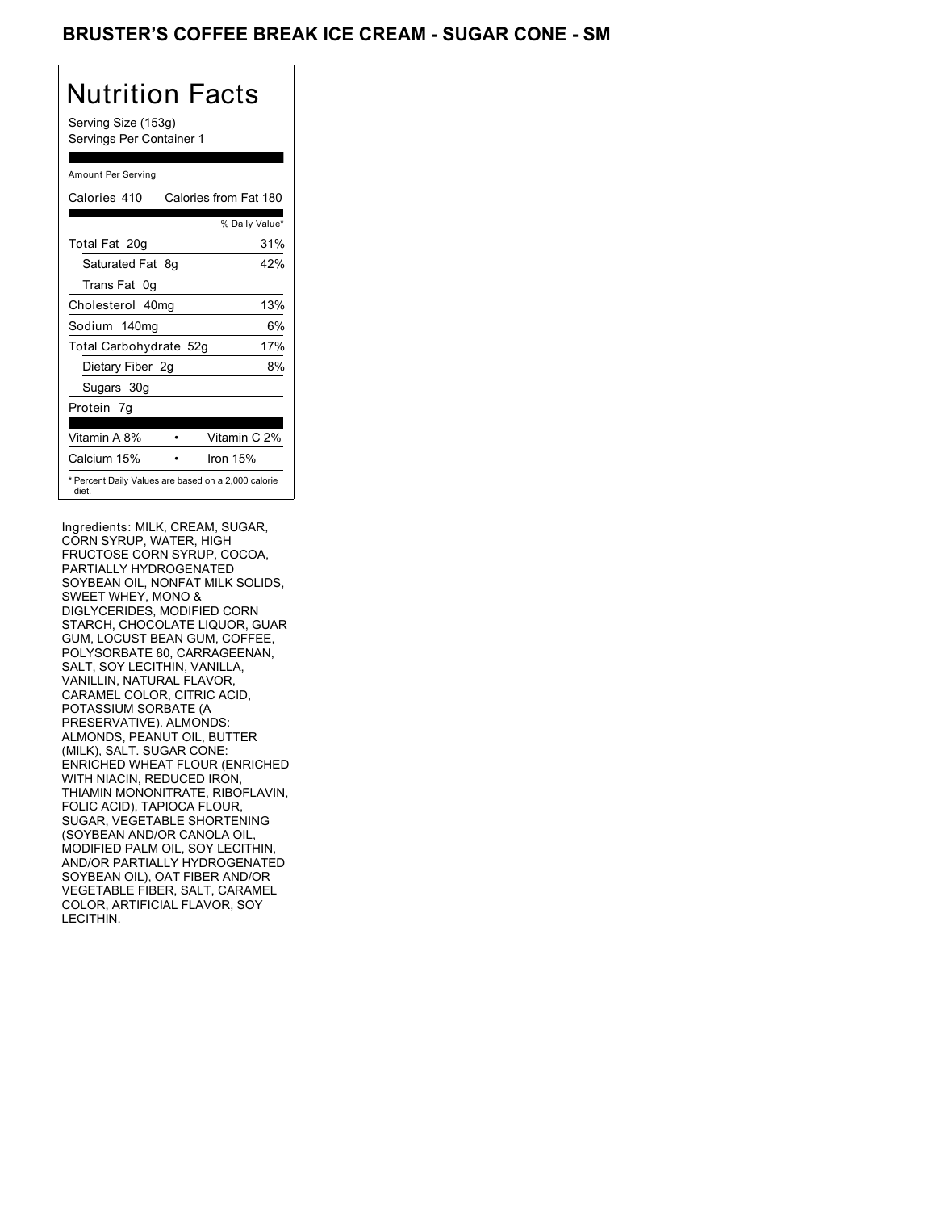# BRUSTER'S COFFEE BREAK ICE CREAM - SUGAR CONE - SM

## Nutrition Facts

Serving Size (153g)
Servings Per Container 1

Amount Per Serving

| Calories 410 | Calories from Fat 180 |
|---|---|
| | % Daily Value* |
| Total Fat 20g | 31% |
| Saturated Fat 8g | 42% |
| Trans Fat 0g | |
| Cholesterol 40mg | 13% |
| Sodium 140mg | 6% |
| Total Carbohydrate 52g | 17% |
| Dietary Fiber 2g | 8% |
| Sugars 30g | |
| Protein 7g | |

| Vitamin A 8% | Vitamin C 2% |
|---|---|
| Calcium 15% | Iron 15% |

* Percent Daily Values are based on a 2,000 calorie diet.

Ingredients: MILK, CREAM, SUGAR, CORN SYRUP, WATER, HIGH FRUCTOSE CORN SYRUP, COCOA, PARTIALLY HYDROGENATED SOYBEAN OIL, NONFAT MILK SOLIDS, SWEET WHEY, MONO & DIGLYCERIDES, MODIFIED CORN STARCH, CHOCOLATE LIQUOR, GUAR GUM, LOCUST BEAN GUM, COFFEE, POLYSORBATE 80, CARRAGEENAN, SALT, SOY LECITHIN, VANILLA, VANILLIN, NATURAL FLAVOR, CARAMEL COLOR, CITRIC ACID, POTASSIUM SORBATE (A PRESERVATIVE). ALMONDS: ALMONDS, PEANUT OIL, BUTTER (MILK), SALT. SUGAR CONE: ENRICHED WHEAT FLOUR (ENRICHED WITH NIACIN, REDUCED IRON, THIAMIN MONONITRATE, RIBOFLAVIN, FOLIC ACID), TAPIOCA FLOUR, SUGAR, VEGETABLE SHORTENING (SOYBEAN AND/OR CANOLA OIL, MODIFIED PALM OIL, SOY LECITHIN, AND/OR PARTIALLY HYDROGENATED SOYBEAN OIL), OAT FIBER AND/OR VEGETABLE FIBER, SALT, CARAMEL COLOR, ARTIFICIAL FLAVOR, SOY LECITHIN.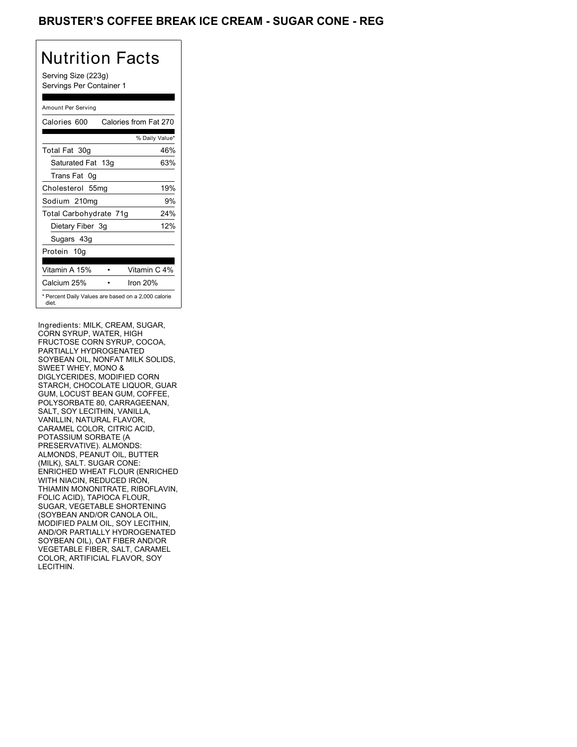# BRUSTER'S COFFEE BREAK ICE CREAM - SUGAR CONE - REG

## Nutrition Facts

Serving Size (223g)
Servings Per Container 1

| Amount Per Serving | |
|---|---|
| Calories 600 | Calories from Fat 270 |
| | % Daily Value* |
| Total Fat 30g | 46% |
| Saturated Fat 13g | 63% |
| Trans Fat 0g | |
| Cholesterol 55mg | 19% |
| Sodium 210mg | 9% |
| Total Carbohydrate 71g | 24% |
| Dietary Fiber 3g | 12% |
| Sugars 43g | |
| Protein 10g | |
| Vitamin A 15% | Vitamin C 4% |
| Calcium 25% | Iron 20% |

* Percent Daily Values are based on a 2,000 calorie diet.

Ingredients: MILK, CREAM, SUGAR, CORN SYRUP, WATER, HIGH FRUCTOSE CORN SYRUP, COCOA, PARTIALLY HYDROGENATED SOYBEAN OIL, NONFAT MILK SOLIDS, SWEET WHEY, MONO & DIGLYCERIDES, MODIFIED CORN STARCH, CHOCOLATE LIQUOR, GUAR GUM, LOCUST BEAN GUM, COFFEE, POLYSORBATE 80, CARRAGEENAN, SALT, SOY LECITHIN, VANILLA, VANILLIN, NATURAL FLAVOR, CARAMEL COLOR, CITRIC ACID, POTASSIUM SORBATE (A PRESERVATIVE). ALMONDS: ALMONDS, PEANUT OIL, BUTTER (MILK), SALT. SUGAR CONE: ENRICHED WHEAT FLOUR (ENRICHED WITH NIACIN, REDUCED IRON, THIAMIN MONONITRATE, RIBOFLAVIN, FOLIC ACID), TAPIOCA FLOUR, SUGAR, VEGETABLE SHORTENING (SOYBEAN AND/OR CANOLA OIL, MODIFIED PALM OIL, SOY LECITHIN, AND/OR PARTIALLY HYDROGENATED SOYBEAN OIL), OAT FIBER AND/OR VEGETABLE FIBER, SALT, CARAMEL COLOR, ARTIFICIAL FLAVOR, SOY LECITHIN.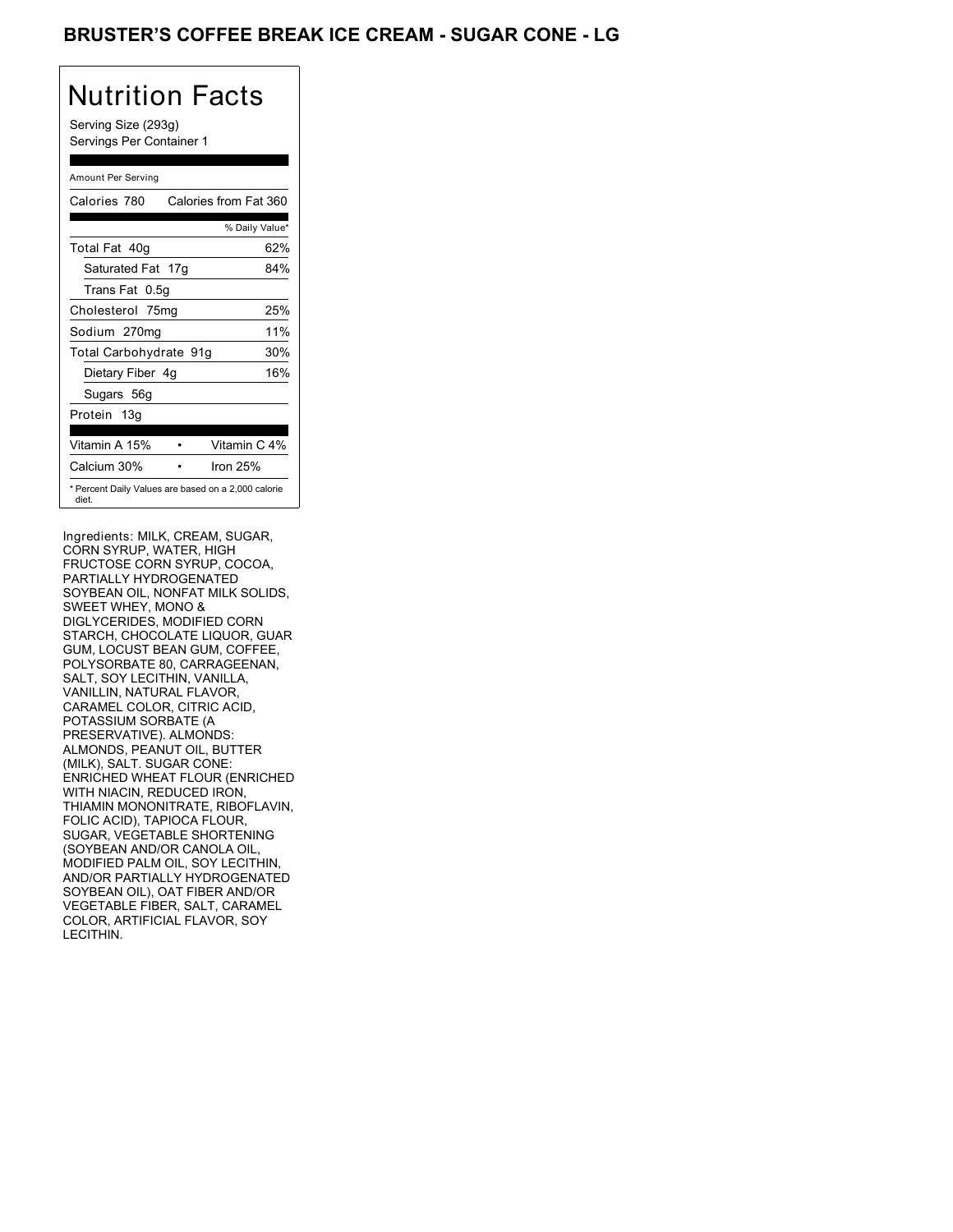# BRUSTER'S COFFEE BREAK ICE CREAM - SUGAR CONE - LG

## Nutrition Facts

Serving Size (293g)
Servings Per Container 1

Amount Per Serving

| Calories 780 | Calories from Fat 360 |
|---|---|
| | % Daily Value* |
| Total Fat 40g | 62% |
| Saturated Fat 17g | 84% |
| Trans Fat 0.5g | |
| Cholesterol 75mg | 25% |
| Sodium 270mg | 11% |
| Total Carbohydrate 91g | 30% |
| Dietary Fiber 4g | 16% |
| Sugars 56g | |
| Protein 13g | |
| Vitamin A 15% | Vitamin C 4% |
| Calcium 30% | Iron 25% |

* Percent Daily Values are based on a 2,000 calorie diet.

Ingredients: MILK, CREAM, SUGAR, CORN SYRUP, WATER, HIGH FRUCTOSE CORN SYRUP, COCOA, PARTIALLY HYDROGENATED SOYBEAN OIL, NONFAT MILK SOLIDS, SWEET WHEY, MONO & DIGLYCERIDES, MODIFIED CORN STARCH, CHOCOLATE LIQUOR, GUAR GUM, LOCUST BEAN GUM, COFFEE, POLYSORBATE 80, CARRAGEENAN, SALT, SOY LECITHIN, VANILLA, VANILLIN, NATURAL FLAVOR, CARAMEL COLOR, CITRIC ACID, POTASSIUM SORBATE (A PRESERVATIVE). ALMONDS: ALMONDS, PEANUT OIL, BUTTER (MILK), SALT. SUGAR CONE: ENRICHED WHEAT FLOUR (ENRICHED WITH NIACIN, REDUCED IRON, THIAMIN MONONITRATE, RIBOFLAVIN, FOLIC ACID), TAPIOCA FLOUR, SUGAR, VEGETABLE SHORTENING (SOYBEAN AND/OR CANOLA OIL, MODIFIED PALM OIL, SOY LECITHIN, AND/OR PARTIALLY HYDROGENATED SOYBEAN OIL), OAT FIBER AND/OR VEGETABLE FIBER, SALT, CARAMEL COLOR, ARTIFICIAL FLAVOR, SOY LECITHIN.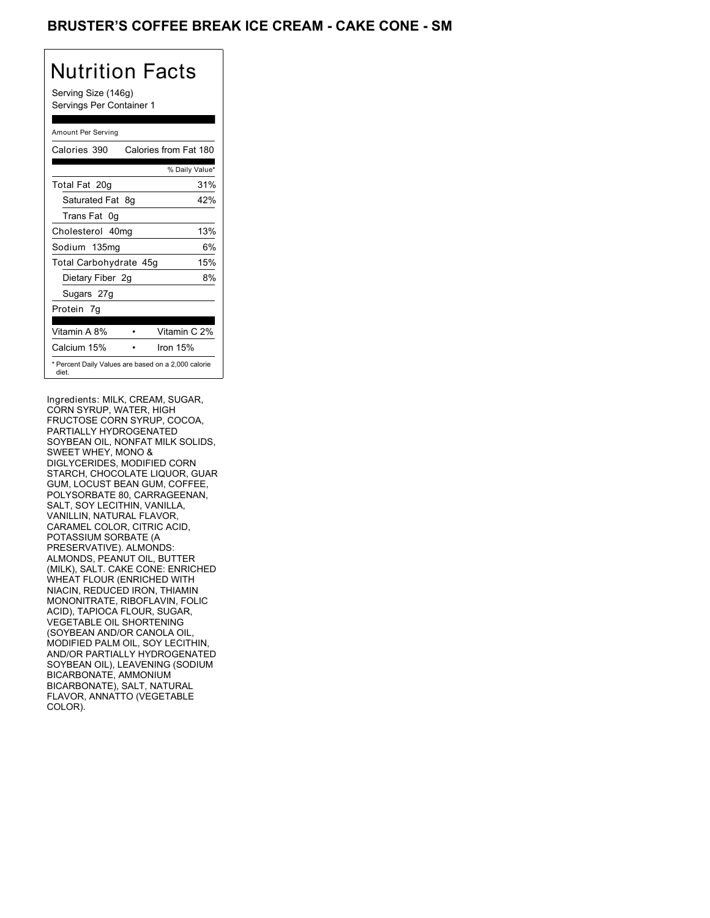# BRUSTER'S COFFEE BREAK ICE CREAM - CAKE CONE - SM

## Nutrition Facts

Serving Size (146g)
Servings Per Container 1

Amount Per Serving

| Calories 390 | Calories from Fat 180 |
|---|---|
| | % Daily Value* |
| Total Fat 20g | 31% |
| Saturated Fat 8g | 42% |
| Trans Fat 0g | |
| Cholesterol 40mg | 13% |
| Sodium 135mg | 6% |
| Total Carbohydrate 45g | 15% |
| Dietary Fiber 2g | 8% |
| Sugars 27g | |
| Protein 7g | |
| Vitamin A 8% | Vitamin C 2% |
| Calcium 15% | Iron 15% |

* Percent Daily Values are based on a 2,000 calorie diet.

Ingredients: MILK, CREAM, SUGAR, CORN SYRUP, WATER, HIGH FRUCTOSE CORN SYRUP, COCOA, PARTIALLY HYDROGENATED SOYBEAN OIL, NONFAT MILK SOLIDS, SWEET WHEY, MONO & DIGLYCERIDES, MODIFIED CORN STARCH, CHOCOLATE LIQUOR, GUAR GUM, LOCUST BEAN GUM, COFFEE, POLYSORBATE 80, CARRAGEENAN, SALT, SOY LECITHIN, VANILLA, VANILLIN, NATURAL FLAVOR, CARAMEL COLOR, CITRIC ACID, POTASSIUM SORBATE (A PRESERVATIVE). ALMONDS: ALMONDS, PEANUT OIL, BUTTER (MILK), SALT. CAKE CONE: ENRICHED WHEAT FLOUR (ENRICHED WITH NIACIN, REDUCED IRON, THIAMIN MONONITRATE, RIBOFLAVIN, FOLIC ACID), TAPIOCA FLOUR, SUGAR, VEGETABLE OIL SHORTENING (SOYBEAN AND/OR CANOLA OIL, MODIFIED PALM OIL, SOY LECITHIN, AND/OR PARTIALLY HYDROGENATED SOYBEAN OIL), LEAVENING (SODIUM BICARBONATE, AMMONIUM BICARBONATE), SALT, NATURAL FLAVOR, ANNATTO (VEGETABLE COLOR).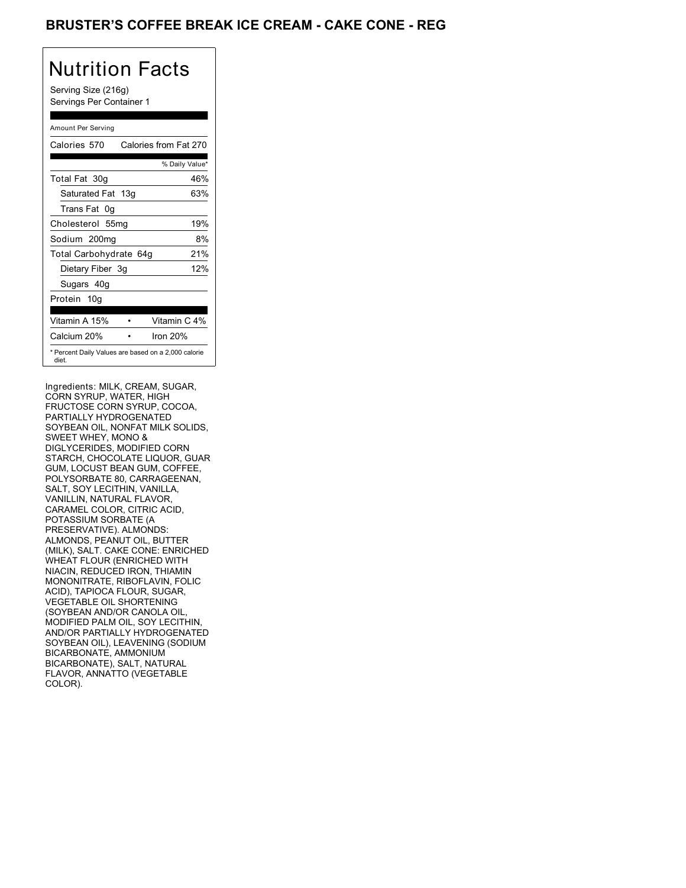## BRUSTER'S COFFEE BREAK ICE CREAM - CAKE CONE - REG

# Nutrition Facts

Serving Size (216g)
Servings Per Container 1

Amount Per Serving

| Calories 570 | Calories from Fat 270 |
|---|---|
| | % Daily Value* |
| Total Fat 30g | 46% |
| Saturated Fat 13g | 63% |
| Trans Fat 0g | |
| Cholesterol 55mg | 19% |
| Sodium 200mg | 8% |
| Total Carbohydrate 64g | 21% |
| Dietary Fiber 3g | 12% |
| Sugars 40g | |
| Protein 10g | |

| | | |
|---|---|---|
| Vitamin A 15% | • | Vitamin C 4% |
| Calcium 20% | • | Iron 20% |

* Percent Daily Values are based on a 2,000 calorie diet.

Ingredients: MILK, CREAM, SUGAR, CORN SYRUP, WATER, HIGH FRUCTOSE CORN SYRUP, COCOA, PARTIALLY HYDROGENATED SOYBEAN OIL, NONFAT MILK SOLIDS, SWEET WHEY, MONO & DIGLYCERIDES, MODIFIED CORN STARCH, CHOCOLATE LIQUOR, GUAR GUM, LOCUST BEAN GUM, COFFEE, POLYSORBATE 80, CARRAGEENAN, SALT, SOY LECITHIN, VANILLA, VANILLIN, NATURAL FLAVOR, CARAMEL COLOR, CITRIC ACID, POTASSIUM SORBATE (A PRESERVATIVE). ALMONDS: ALMONDS, PEANUT OIL, BUTTER (MILK), SALT. CAKE CONE: ENRICHED WHEAT FLOUR (ENRICHED WITH NIACIN, REDUCED IRON, THIAMIN MONONITRATE, RIBOFLAVIN, FOLIC ACID), TAPIOCA FLOUR, SUGAR, VEGETABLE OIL SHORTENING (SOYBEAN AND/OR CANOLA OIL, MODIFIED PALM OIL, SOY LECITHIN, AND/OR PARTIALLY HYDROGENATED SOYBEAN OIL), LEAVENING (SODIUM BICARBONATE, AMMONIUM BICARBONATE), SALT, NATURAL FLAVOR, ANNATTO (VEGETABLE COLOR).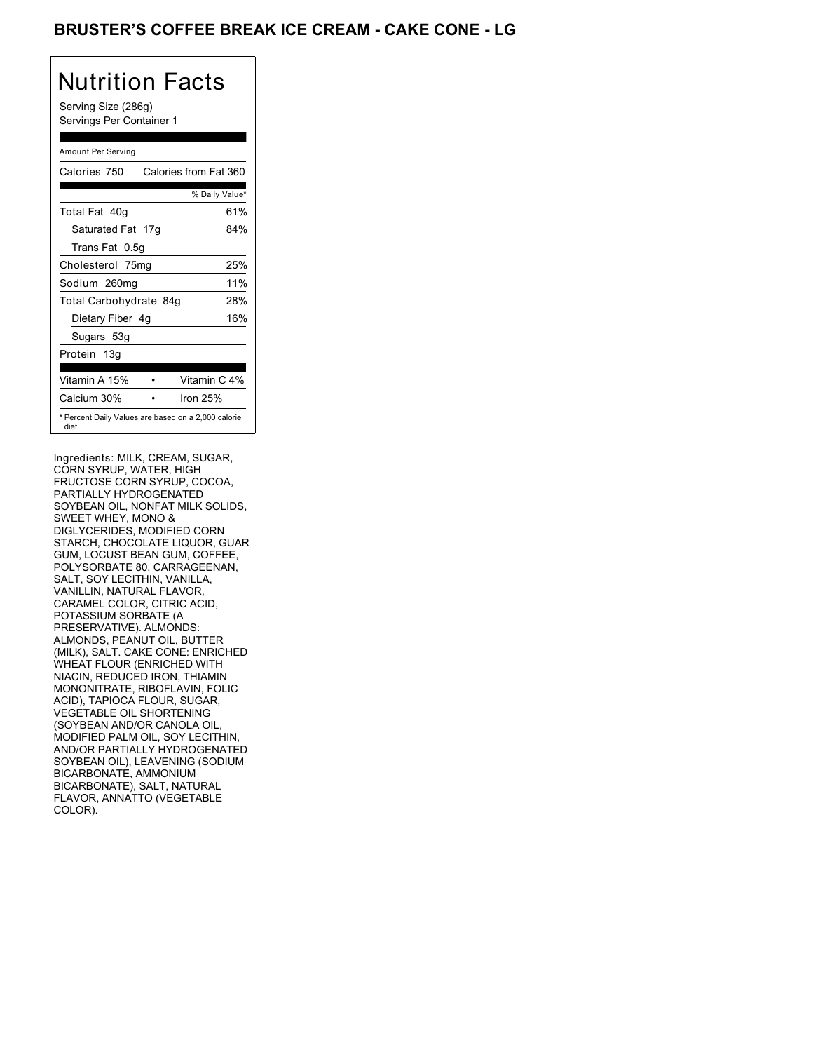# BRUSTER'S COFFEE BREAK ICE CREAM - CAKE CONE - LG

## Nutrition Facts

Serving Size (286g)
Servings Per Container 1

Amount Per Serving

| Calories 750 | Calories from Fat 360 |
|---|---|
| | % Daily Value* |
| Total Fat 40g | 61% |
| Saturated Fat 17g | 84% |
| Trans Fat 0.5g | |
| Cholesterol 75mg | 25% |
| Sodium 260mg | 11% |
| Total Carbohydrate 84g | 28% |
| Dietary Fiber 4g | 16% |
| Sugars 53g | |
| Protein 13g | |

| Vitamin A 15% | • | Vitamin C 4% |
|---|---|---|
| Calcium 30% | • | Iron 25% |

* Percent Daily Values are based on a 2,000 calorie diet.

Ingredients: MILK, CREAM, SUGAR, CORN SYRUP, WATER, HIGH FRUCTOSE CORN SYRUP, COCOA, PARTIALLY HYDROGENATED SOYBEAN OIL, NONFAT MILK SOLIDS, SWEET WHEY, MONO & DIGLYCERIDES, MODIFIED CORN STARCH, CHOCOLATE LIQUOR, GUAR GUM, LOCUST BEAN GUM, COFFEE, POLYSORBATE 80, CARRAGEENAN, SALT, SOY LECITHIN, VANILLA, VANILLIN, NATURAL FLAVOR, CARAMEL COLOR, CITRIC ACID, POTASSIUM SORBATE (A PRESERVATIVE). ALMONDS: ALMONDS, PEANUT OIL, BUTTER (MILK), SALT. CAKE CONE: ENRICHED WHEAT FLOUR (ENRICHED WITH NIACIN, REDUCED IRON, THIAMIN MONONITRATE, RIBOFLAVIN, FOLIC ACID), TAPIOCA FLOUR, SUGAR, VEGETABLE OIL SHORTENING (SOYBEAN AND/OR CANOLA OIL, MODIFIED PALM OIL, SOY LECITHIN, AND/OR PARTIALLY HYDROGENATED SOYBEAN OIL), LEAVENING (SODIUM BICARBONATE, AMMONIUM BICARBONATE), SALT, NATURAL FLAVOR, ANNATTO (VEGETABLE COLOR).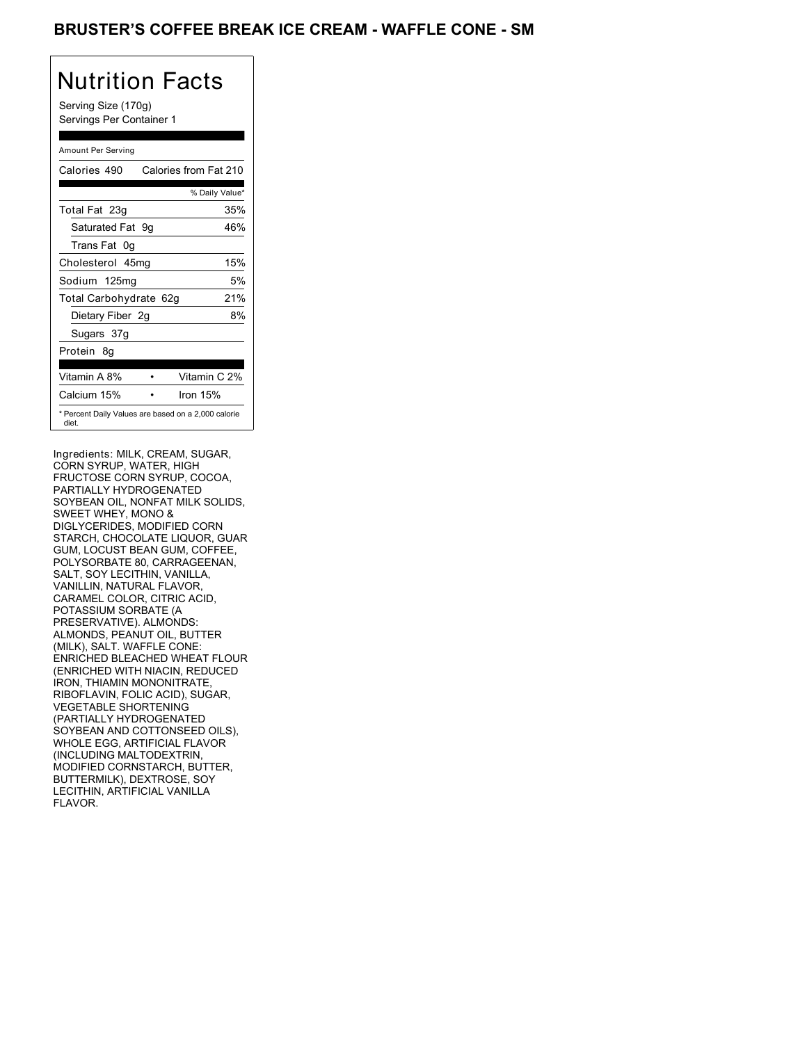# BRUSTER'S COFFEE BREAK ICE CREAM - WAFFLE CONE - SM

## Nutrition Facts

Serving Size (170g)
Servings Per Container 1

| Amount Per Serving | |
|---|---|
| Calories 490 | Calories from Fat 210 |
| | % Daily Value* |
| Total Fat 23g | 35% |
| Saturated Fat 9g | 46% |
| Trans Fat 0g | |
| Cholesterol 45mg | 15% |
| Sodium 125mg | 5% |
| Total Carbohydrate 62g | 21% |
| Dietary Fiber 2g | 8% |
| Sugars 37g | |
| Protein 8g | |

| | |
|---|---|
| Vitamin A 8% | Vitamin C 2% |
| Calcium 15% | Iron 15% |

* Percent Daily Values are based on a 2,000 calorie diet.

Ingredients: MILK, CREAM, SUGAR, CORN SYRUP, WATER, HIGH FRUCTOSE CORN SYRUP, COCOA, PARTIALLY HYDROGENATED SOYBEAN OIL, NONFAT MILK SOLIDS, SWEET WHEY, MONO & DIGLYCERIDES, MODIFIED CORN STARCH, CHOCOLATE LIQUOR, GUAR GUM, LOCUST BEAN GUM, COFFEE, POLYSORBATE 80, CARRAGEENAN, SALT, SOY LECITHIN, VANILLA, VANILLIN, NATURAL FLAVOR, CARAMEL COLOR, CITRIC ACID, POTASSIUM SORBATE (A PRESERVATIVE). ALMONDS: ALMONDS, PEANUT OIL, BUTTER (MILK), SALT. WAFFLE CONE: ENRICHED BLEACHED WHEAT FLOUR (ENRICHED WITH NIACIN, REDUCED IRON, THIAMIN MONONITRATE, RIBOFLAVIN, FOLIC ACID), SUGAR, VEGETABLE SHORTENING (PARTIALLY HYDROGENATED SOYBEAN AND COTTONSEED OILS), WHOLE EGG, ARTIFICIAL FLAVOR (INCLUDING MALTODEXTRIN, MODIFIED CORNSTARCH, BUTTER, BUTTERMILK), DEXTROSE, SOY LECITHIN, ARTIFICIAL VANILLA FLAVOR.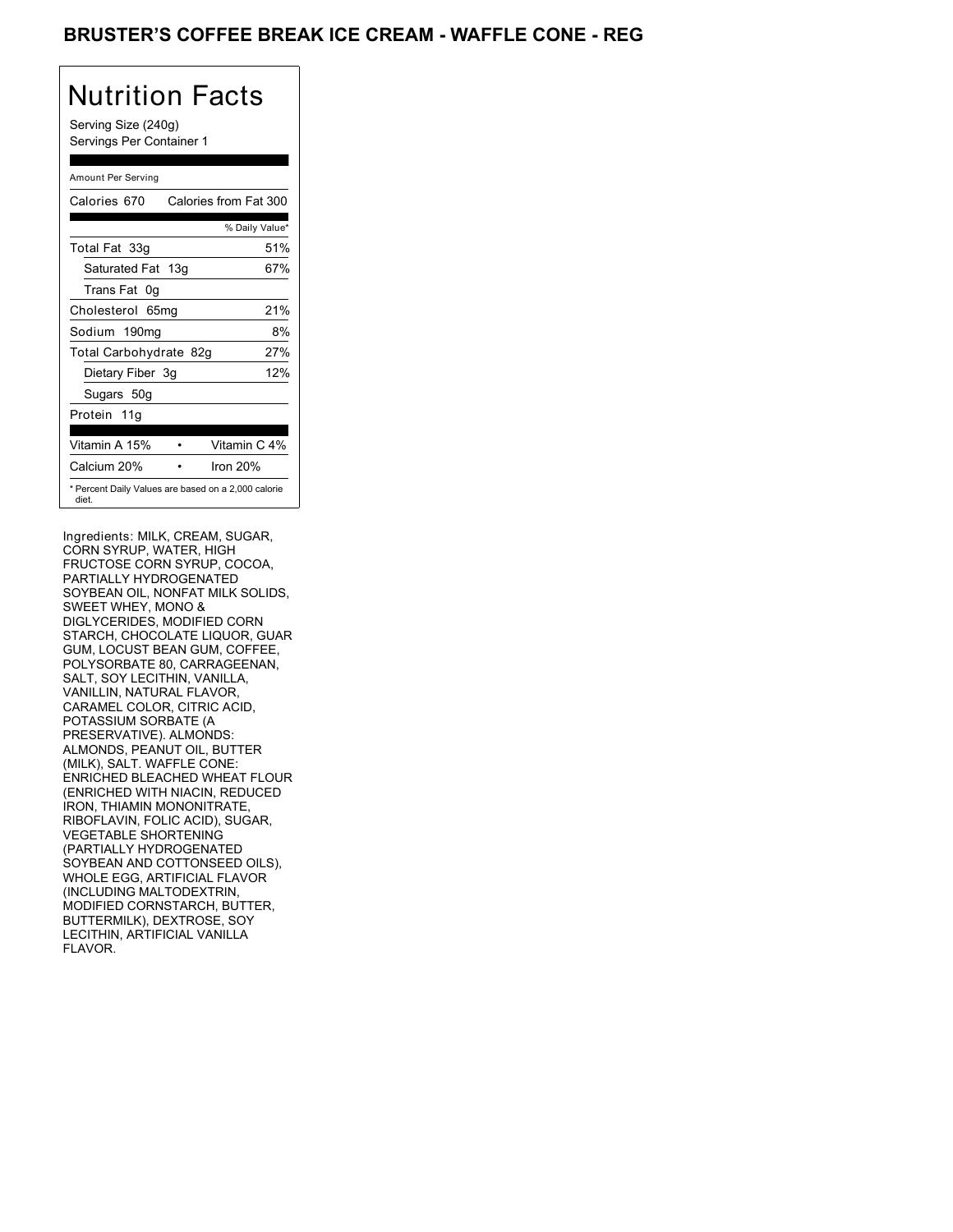# BRUSTER'S COFFEE BREAK ICE CREAM - WAFFLE CONE - REG

## Nutrition Facts

Serving Size (240g)
Servings Per Container 1

Amount Per Serving

| Calories 670 | Calories from Fat 300 |
|---|---|
| | % Daily Value* |
| Total Fat 33g | 51% |
| Saturated Fat 13g | 67% |
| Trans Fat 0g | |
| Cholesterol 65mg | 21% |
| Sodium 190mg | 8% |
| Total Carbohydrate 82g | 27% |
| Dietary Fiber 3g | 12% |
| Sugars 50g | |
| Protein 11g | |

| Vitamin A 15% | • | Vitamin C 4% |
|---|---|---|
| Calcium 20% | • | Iron 20% |

* Percent Daily Values are based on a 2,000 calorie diet.

Ingredients: MILK, CREAM, SUGAR, CORN SYRUP, WATER, HIGH FRUCTOSE CORN SYRUP, COCOA, PARTIALLY HYDROGENATED SOYBEAN OIL, NONFAT MILK SOLIDS, SWEET WHEY, MONO & DIGLYCERIDES, MODIFIED CORN STARCH, CHOCOLATE LIQUOR, GUAR GUM, LOCUST BEAN GUM, COFFEE, POLYSORBATE 80, CARRAGEENAN, SALT, SOY LECITHIN, VANILLA, VANILLIN, NATURAL FLAVOR, CARAMEL COLOR, CITRIC ACID, POTASSIUM SORBATE (A PRESERVATIVE). ALMONDS: ALMONDS, PEANUT OIL, BUTTER (MILK), SALT. WAFFLE CONE: ENRICHED BLEACHED WHEAT FLOUR (ENRICHED WITH NIACIN, REDUCED IRON, THIAMIN MONONITRATE, RIBOFLAVIN, FOLIC ACID), SUGAR, VEGETABLE SHORTENING (PARTIALLY HYDROGENATED SOYBEAN AND COTTONSEED OILS), WHOLE EGG, ARTIFICIAL FLAVOR (INCLUDING MALTODEXTRIN, MODIFIED CORNSTARCH, BUTTER, BUTTERMILK), DEXTROSE, SOY LECITHIN, ARTIFICIAL VANILLA FLAVOR.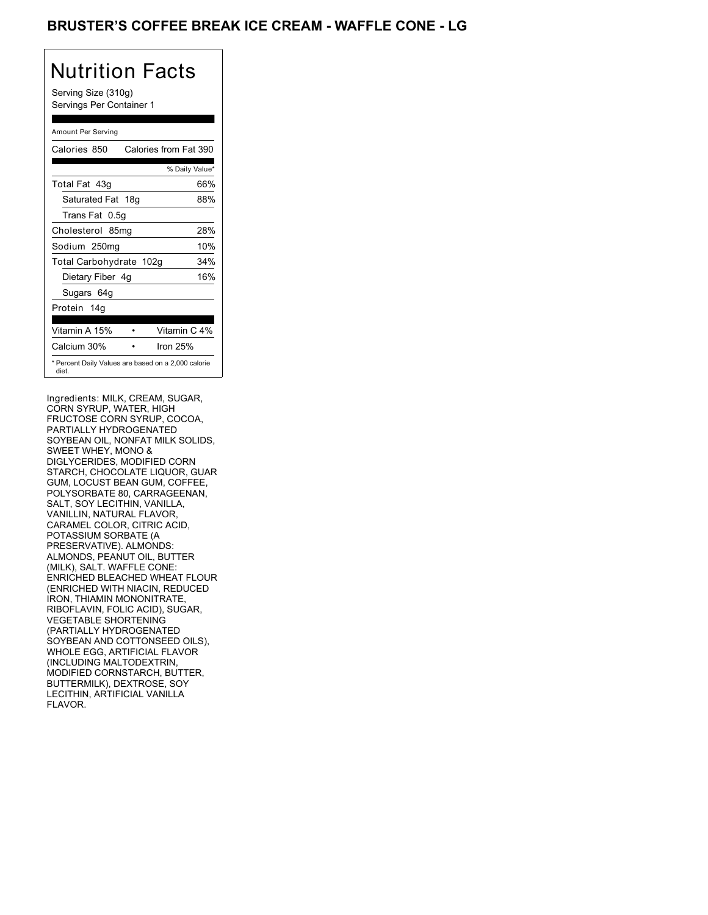# BRUSTER'S COFFEE BREAK ICE CREAM - WAFFLE CONE - LG

## Nutrition Facts

Serving Size (310g)
Servings Per Container 1

Amount Per Serving

| | |
|---|---|
| Calories 850 | Calories from Fat 390 |
| | % Daily Value* |
| Total Fat 43g | 66% |
| Saturated Fat 18g | 88% |
| Trans Fat 0.5g | |
| Cholesterol 85mg | 28% |
| Sodium 250mg | 10% |
| Total Carbohydrate 102g | 34% |
| Dietary Fiber 4g | 16% |
| Sugars 64g | |
| Protein 14g | |
| Vitamin A 15% | Vitamin C 4% |
| Calcium 30% | Iron 25% |

* Percent Daily Values are based on a 2,000 calorie diet.

Ingredients: MILK, CREAM, SUGAR, CORN SYRUP, WATER, HIGH FRUCTOSE CORN SYRUP, COCOA, PARTIALLY HYDROGENATED SOYBEAN OIL, NONFAT MILK SOLIDS, SWEET WHEY, MONO & DIGLYCERIDES, MODIFIED CORN STARCH, CHOCOLATE LIQUOR, GUAR GUM, LOCUST BEAN GUM, COFFEE, POLYSORBATE 80, CARRAGEENAN, SALT, SOY LECITHIN, VANILLA, VANILLIN, NATURAL FLAVOR, CARAMEL COLOR, CITRIC ACID, POTASSIUM SORBATE (A PRESERVATIVE). ALMONDS: ALMONDS, PEANUT OIL, BUTTER (MILK), SALT. WAFFLE CONE: ENRICHED BLEACHED WHEAT FLOUR (ENRICHED WITH NIACIN, REDUCED IRON, THIAMIN MONONITRATE, RIBOFLAVIN, FOLIC ACID), SUGAR, VEGETABLE SHORTENING (PARTIALLY HYDROGENATED SOYBEAN AND COTTONSEED OILS), WHOLE EGG, ARTIFICIAL FLAVOR (INCLUDING MALTODEXTRIN, MODIFIED CORNSTARCH, BUTTER, BUTTERMILK), DEXTROSE, SOY LECITHIN, ARTIFICIAL VANILLA FLAVOR.